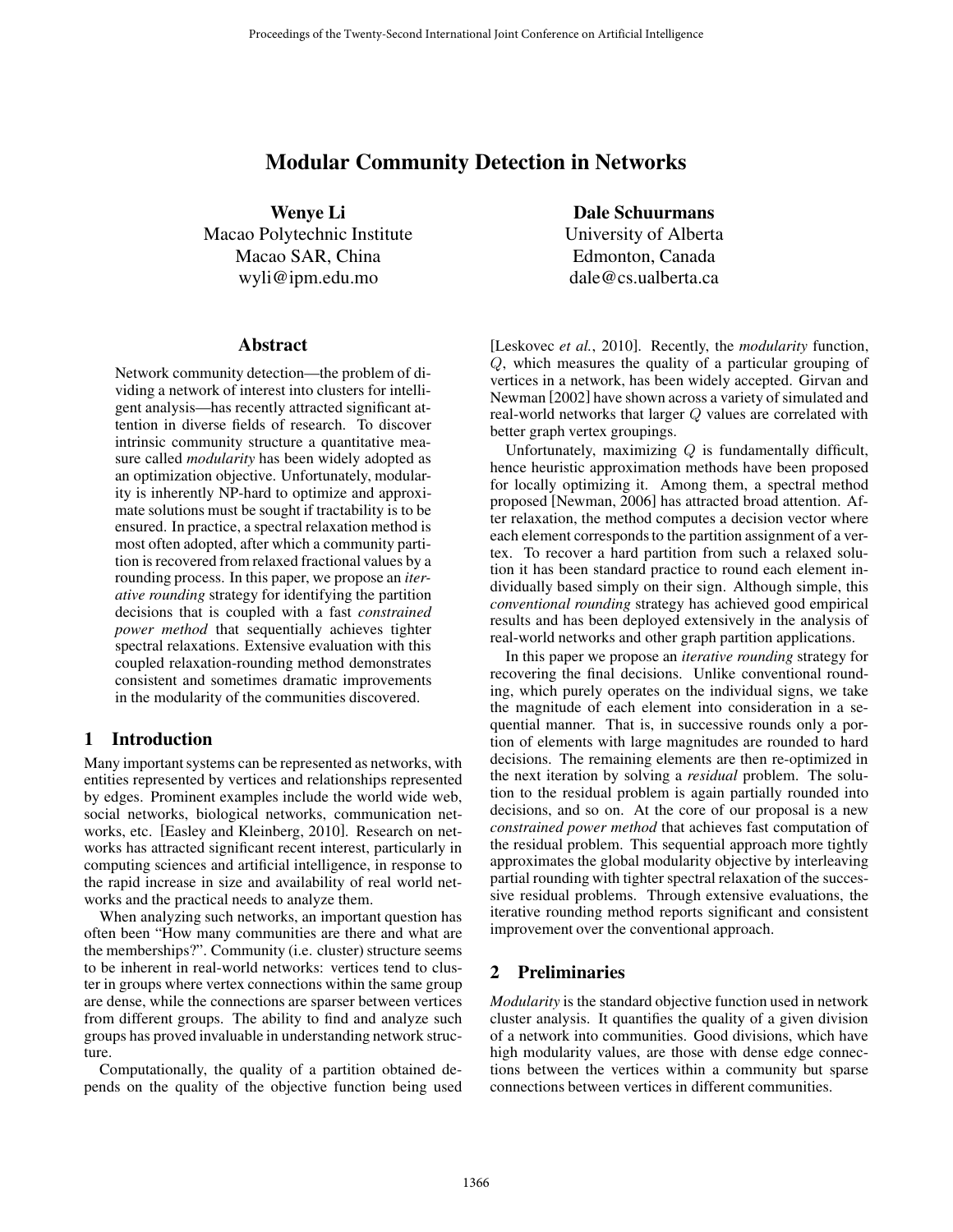# Modular Community Detection in Networks

**Wenye Li**
Macao Polytechnic Institute
Macao SAR, China
wyli@ipm.edu.mo

**Dale Schuurmans**
University of Alberta
Edmonton, Canada
dale@cs.ualberta.ca

## Abstract

Network community detection—the problem of dividing a network of interest into clusters for intelligent analysis—has recently attracted significant attention in diverse fields of research. To discover intrinsic community structure a quantitative measure called *modularity* has been widely adopted as an optimization objective. Unfortunately, modularity is inherently NP-hard to optimize and approximate solutions must be sought if tractability is to be ensured. In practice, a spectral relaxation method is most often adopted, after which a community partition is recovered from relaxed fractional values by a rounding process. In this paper, we propose an *iterative rounding* strategy for identifying the partition decisions that is coupled with a fast *constrained power method* that sequentially achieves tighter spectral relaxations. Extensive evaluation with this coupled relaxation-rounding method demonstrates consistent and sometimes dramatic improvements in the modularity of the communities discovered.

## 1 Introduction

Many important systems can be represented as networks, with entities represented by vertices and relationships represented by edges. Prominent examples include the world wide web, social networks, biological networks, communication networks, etc. [Easley and Kleinberg, 2010]. Research on networks has attracted significant recent interest, particularly in computing sciences and artificial intelligence, in response to the rapid increase in size and availability of real world networks and the practical needs to analyze them.

When analyzing such networks, an important question has often been "How many communities are there and what are the memberships?". Community (i.e. cluster) structure seems to be inherent in real-world networks: vertices tend to cluster in groups where vertex connections within the same group are dense, while the connections are sparser between vertices from different groups. The ability to find and analyze such groups has proved invaluable in understanding network structure.

Computationally, the quality of a partition obtained depends on the quality of the objective function being used [Leskovec *et al.*, 2010]. Recently, the *modularity* function, $Q$, which measures the quality of a particular grouping of vertices in a network, has been widely accepted. Girvan and Newman [2002] have shown across a variety of simulated and real-world networks that larger $Q$ values are correlated with better graph vertex groupings.

Unfortunately, maximizing $Q$ is fundamentally difficult, hence heuristic approximation methods have been proposed for locally optimizing it. Among them, a spectral method proposed [Newman, 2006] has attracted broad attention. After relaxation, the method computes a decision vector where each element corresponds to the partition assignment of a vertex. To recover a hard partition from such a relaxed solution it has been standard practice to round each element individually based simply on their sign. Although simple, this *conventional rounding* strategy has achieved good empirical results and has been deployed extensively in the analysis of real-world networks and other graph partition applications.

In this paper we propose an *iterative rounding* strategy for recovering the final decisions. Unlike conventional rounding, which purely operates on the individual signs, we take the magnitude of each element into consideration in a sequential manner. That is, in successive rounds only a portion of elements with large magnitudes are rounded to hard decisions. The remaining elements are then re-optimized in the next iteration by solving a *residual* problem. The solution to the residual problem is again partially rounded into decisions, and so on. At the core of our proposal is a new *constrained power method* that achieves fast computation of the residual problem. This sequential approach more tightly approximates the global modularity objective by interleaving partial rounding with tighter spectral relaxation of the successive residual problems. Through extensive evaluations, the iterative rounding method reports significant and consistent improvement over the conventional approach.

## 2 Preliminaries

*Modularity* is the standard objective function used in network cluster analysis. It quantifies the quality of a given division of a network into communities. Good divisions, which have high modularity values, are those with dense edge connections between the vertices within a community but sparse connections between vertices in different communities.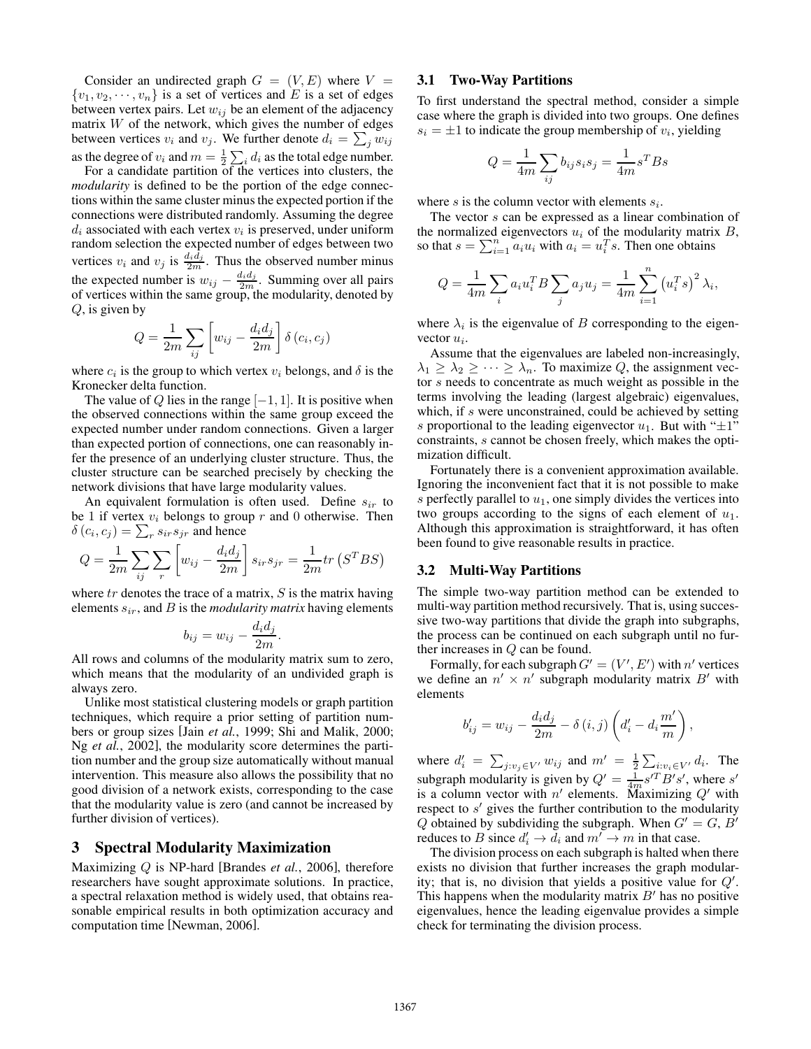Consider an undirected graph $G = (V, E)$ where $V = \{v_1, v_2, \cdots, v_n\}$ is a set of vertices and $E$ is a set of edges between vertex pairs. Let $w_{ij}$ be an element of the adjacency matrix $W$ of the network, which gives the number of edges between vertices $v_i$ and $v_j$. We further denote $d_i = \sum_j w_{ij}$ as the degree of $v_i$ and $m = \frac{1}{2}\sum_i d_i$ as the total edge number.

For a candidate partition of the vertices into clusters, the *modularity* is defined to be the portion of the edge connections within the same cluster minus the expected portion if the connections were distributed randomly. Assuming the degree $d_i$ associated with each vertex $v_i$ is preserved, under uniform random selection the expected number of edges between two vertices $v_i$ and $v_j$ is $\frac{d_i d_j}{2m}$. Thus the observed number minus the expected number is $w_{ij} - \frac{d_i d_j}{2m}$. Summing over all pairs of vertices within the same group, the modularity, denoted by $Q$, is given by

$$Q = \frac{1}{2m}\sum_{ij}\left[w_{ij} - \frac{d_i d_j}{2m}\right]\delta\left(c_i, c_j\right)$$

where $c_i$ is the group to which vertex $v_i$ belongs, and $\delta$ is the Kronecker delta function.

The value of $Q$ lies in the range $[-1, 1]$. It is positive when the observed connections within the same group exceed the expected number under random connections. Given a larger than expected portion of connections, one can reasonably infer the presence of an underlying cluster structure. Thus, the cluster structure can be searched precisely by checking the network divisions that have large modularity values.

An equivalent formulation is often used. Define $s_{ir}$ to be 1 if vertex $v_i$ belongs to group $r$ and 0 otherwise. Then $\delta\left(c_i, c_j\right) = \sum_r s_{ir} s_{jr}$ and hence

$$Q = \frac{1}{2m}\sum_{ij}\sum_r\left[w_{ij} - \frac{d_i d_j}{2m}\right] s_{ir} s_{jr} = \frac{1}{2m} tr\left(S^T B S\right)$$

where $tr$ denotes the trace of a matrix, $S$ is the matrix having elements $s_{ir}$, and $B$ is the *modularity matrix* having elements

$$b_{ij} = w_{ij} - \frac{d_i d_j}{2m}.$$

All rows and columns of the modularity matrix sum to zero, which means that the modularity of an undivided graph is always zero.

Unlike most statistical clustering models or graph partition techniques, which require a prior setting of partition numbers or group sizes [Jain *et al.*, 1999; Shi and Malik, 2000; Ng *et al.*, 2002], the modularity score determines the partition number and the group size automatically without manual intervention. This measure also allows the possibility that no good division of a network exists, corresponding to the case that the modularity value is zero (and cannot be increased by further division of vertices).

# 3 Spectral Modularity Maximization

Maximizing $Q$ is NP-hard [Brandes *et al.*, 2006], therefore researchers have sought approximate solutions. In practice, a spectral relaxation method is widely used, that obtains reasonable empirical results in both optimization accuracy and computation time [Newman, 2006].

## 3.1 Two-Way Partitions

To first understand the spectral method, consider a simple case where the graph is divided into two groups. One defines $s_i = \pm 1$ to indicate the group membership of $v_i$, yielding

$$Q = \frac{1}{4m}\sum_{ij} b_{ij} s_i s_j = \frac{1}{4m} s^T B s$$

where $s$ is the column vector with elements $s_i$.

The vector $s$ can be expressed as a linear combination of the normalized eigenvectors $u_i$ of the modularity matrix $B$, so that $s = \sum_{i=1}^{n} a_i u_i$ with $a_i = u_i^T s$. Then one obtains

$$Q = \frac{1}{4m}\sum_i a_i u_i^T B \sum_j a_j u_j = \frac{1}{4m}\sum_{i=1}^{n}\left(u_i^T s\right)^2 \lambda_i,$$

where $\lambda_i$ is the eigenvalue of $B$ corresponding to the eigenvector $u_i$.

Assume that the eigenvalues are labeled non-increasingly, $\lambda_1 \geq \lambda_2 \geq \cdots \geq \lambda_n$. To maximize $Q$, the assignment vector $s$ needs to concentrate as much weight as possible in the terms involving the leading (largest algebraic) eigenvalues, which, if $s$ were unconstrained, could be achieved by setting $s$ proportional to the leading eigenvector $u_1$. But with "$\pm 1$" constraints, $s$ cannot be chosen freely, which makes the optimization difficult.

Fortunately there is a convenient approximation available. Ignoring the inconvenient fact that it is not possible to make $s$ perfectly parallel to $u_1$, one simply divides the vertices into two groups according to the signs of each element of $u_1$. Although this approximation is straightforward, it has often been found to give reasonable results in practice.

## 3.2 Multi-Way Partitions

The simple two-way partition method can be extended to multi-way partition method recursively. That is, using successive two-way partitions that divide the graph into subgraphs, the process can be continued on each subgraph until no further increases in $Q$ can be found.

Formally, for each subgraph $G' = (V', E')$ with $n'$ vertices we define an $n' \times n'$ subgraph modularity matrix $B'$ with elements

$$b'_{ij} = w_{ij} - \frac{d_i d_j}{2m} - \delta\left(i, j\right)\left(d'_i - d_i \frac{m'}{m}\right),$$

where $d'_i = \sum_{j: v_j \in V'} w_{ij}$ and $m' = \frac{1}{2}\sum_{i: v_i \in V'} d_i$. The subgraph modularity is given by $Q' = \frac{1}{4m} s'^T B' s'$, where $s'$ is a column vector with $n'$ elements. Maximizing $Q'$ with respect to $s'$ gives the further contribution to the modularity $Q$ obtained by subdividing the subgraph. When $G' = G$, $B'$ reduces to $B$ since $d'_i \rightarrow d_i$ and $m' \rightarrow m$ in that case.

The division process on each subgraph is halted when there exists no division that further increases the graph modularity; that is, no division that yields a positive value for $Q'$. This happens when the modularity matrix $B'$ has no positive eigenvalues, hence the leading eigenvalue provides a simple check for terminating the division process.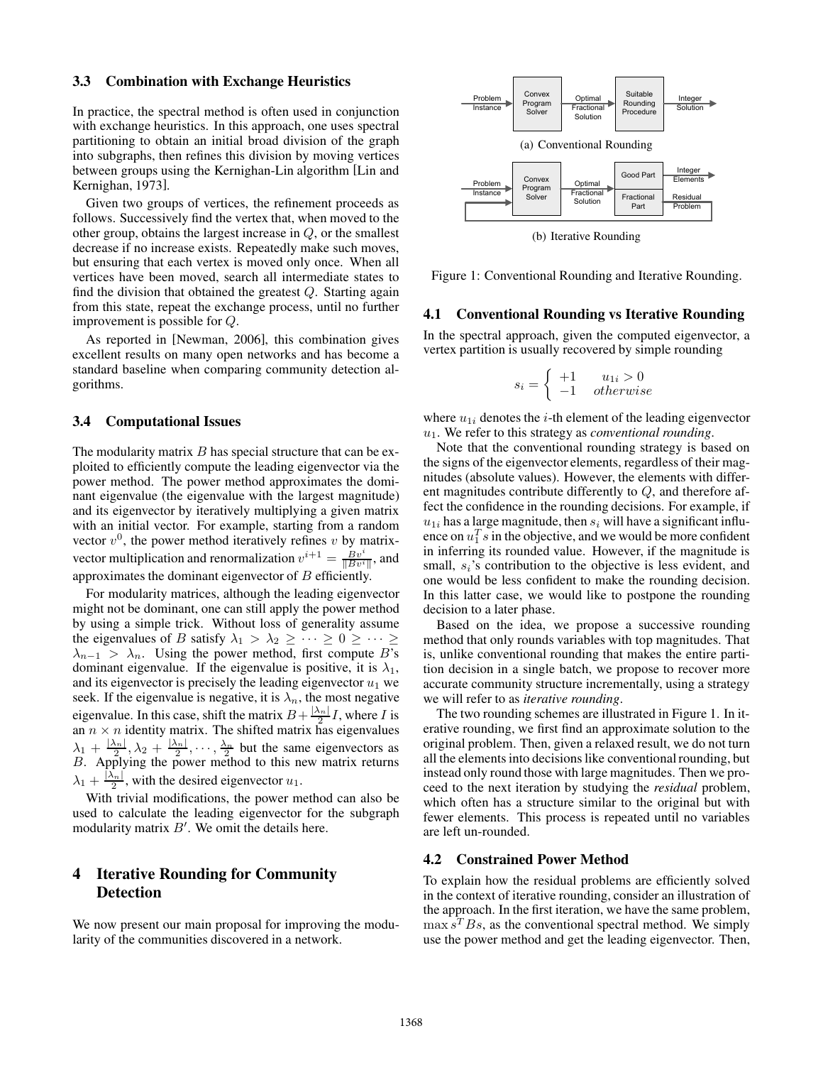### 3.3 Combination with Exchange Heuristics

In practice, the spectral method is often used in conjunction with exchange heuristics. In this approach, one uses spectral partitioning to obtain an initial broad division of the graph into subgraphs, then refines this division by moving vertices between groups using the Kernighan-Lin algorithm [Lin and Kernighan, 1973].

Given two groups of vertices, the refinement proceeds as follows. Successively find the vertex that, when moved to the other group, obtains the largest increase in $Q$, or the smallest decrease if no increase exists. Repeatedly make such moves, but ensuring that each vertex is moved only once. When all vertices have been moved, search all intermediate states to find the division that obtained the greatest $Q$. Starting again from this state, repeat the exchange process, until no further improvement is possible for $Q$.

As reported in [Newman, 2006], this combination gives excellent results on many open networks and has become a standard baseline when comparing community detection algorithms.

### 3.4 Computational Issues

The modularity matrix $B$ has special structure that can be exploited to efficiently compute the leading eigenvector via the power method. The power method approximates the dominant eigenvalue (the eigenvalue with the largest magnitude) and its eigenvector by iteratively multiplying a given matrix with an initial vector. For example, starting from a random vector $v^0$, the power method iteratively refines $v$ by matrix-vector multiplication and renormalization $v^{i+1} = \frac{Bv^i}{\|Bv^i\|}$, and approximates the dominant eigenvector of $B$ efficiently.

For modularity matrices, although the leading eigenvector might not be dominant, one can still apply the power method by using a simple trick. Without loss of generality assume the eigenvalues of $B$ satisfy $\lambda_1 > \lambda_2 \geq \cdots \geq 0 \geq \cdots \geq \lambda_{n-1} > \lambda_n$. Using the power method, first compute $B$'s dominant eigenvalue. If the eigenvalue is positive, it is $\lambda_1$, and its eigenvector is precisely the leading eigenvector $u_1$ we seek. If the eigenvalue is negative, it is $\lambda_n$, the most negative eigenvalue. In this case, shift the matrix $B + \frac{|\lambda_n|}{2} I$, where $I$ is an $n \times n$ identity matrix. The shifted matrix has eigenvalues $\lambda_1 + \frac{|\lambda_n|}{2}, \lambda_2 + \frac{|\lambda_n|}{2}, \cdots, \frac{\lambda_n}{2}$ but the same eigenvectors as $B$. Applying the power method to this new matrix returns $\lambda_1 + \frac{|\lambda_n|}{2}$, with the desired eigenvector $u_1$.

With trivial modifications, the power method can also be used to calculate the leading eigenvector for the subgraph modularity matrix $B'$. We omit the details here.

## 4 Iterative Rounding for Community Detection

We now present our main proposal for improving the modularity of the communities discovered in a network.

Problem Instance → Convex Program Solver → Optimal Fractional Solution → Suitable Rounding Procedure → Integer Solution

(a) Conventional Rounding

Problem Instance → Convex Program Solver → Optimal Fractional Solution → Good Part → Integer Elements; Fractional Part → Residual Problem

(b) Iterative Rounding

Figure 1: Conventional Rounding and Iterative Rounding.

### 4.1 Conventional Rounding vs Iterative Rounding

In the spectral approach, given the computed eigenvector, a vertex partition is usually recovered by simple rounding

$$s_i = \begin{cases} +1 & u_{1i} > 0 \\ -1 & otherwise \end{cases}$$

where $u_{1i}$ denotes the $i$-th element of the leading eigenvector $u_1$. We refer to this strategy as *conventional rounding*.

Note that the conventional rounding strategy is based on the signs of the eigenvector elements, regardless of their magnitudes (absolute values). However, the elements with different magnitudes contribute differently to $Q$, and therefore affect the confidence in the rounding decisions. For example, if $u_{1i}$ has a large magnitude, then $s_i$ will have a significant influence on $u_1^T s$ in the objective, and we would be more confident in inferring its rounded value. However, if the magnitude is small, $s_i$'s contribution to the objective is less evident, and one would be less confident to make the rounding decision. In this latter case, we would like to postpone the rounding decision to a later phase.

Based on the idea, we propose a successive rounding method that only rounds variables with top magnitudes. That is, unlike conventional rounding that makes the entire partition decision in a single batch, we propose to recover more accurate community structure incrementally, using a strategy we will refer to as *iterative rounding*.

The two rounding schemes are illustrated in Figure 1. In iterative rounding, we first find an approximate solution to the original problem. Then, given a relaxed result, we do not turn all the elements into decisions like conventional rounding, but instead only round those with large magnitudes. Then we proceed to the next iteration by studying the *residual* problem, which often has a structure similar to the original but with fewer elements. This process is repeated until no variables are left un-rounded.

### 4.2 Constrained Power Method

To explain how the residual problems are efficiently solved in the context of iterative rounding, consider an illustration of the approach. In the first iteration, we have the same problem, $\max s^T B s$, as the conventional spectral method. We simply use the power method and get the leading eigenvector. Then,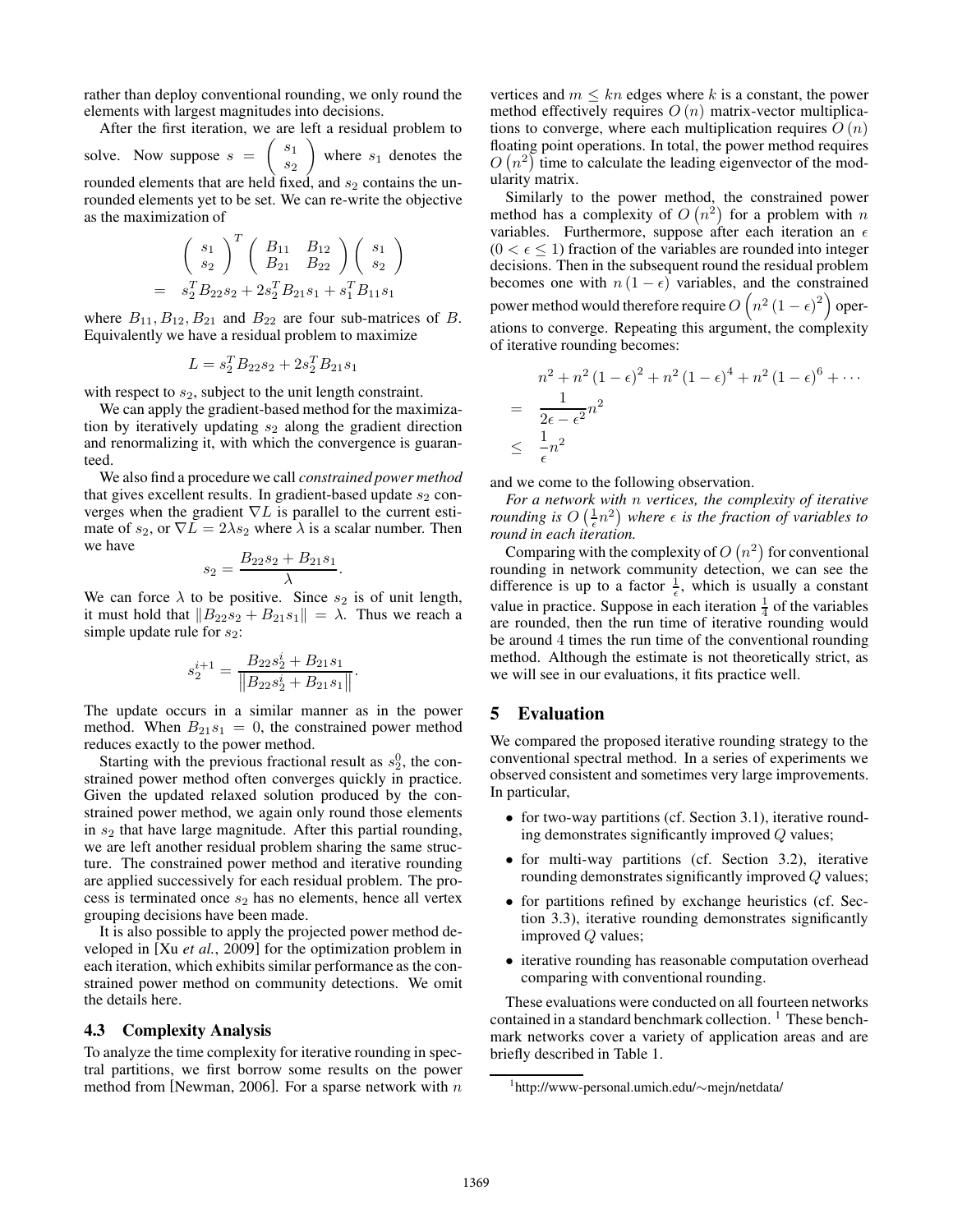rather than deploy conventional rounding, we only round the elements with largest magnitudes into decisions.

After the first iteration, we are left a residual problem to solve. Now suppose $s = \begin{pmatrix} s_1 \\ s_2 \end{pmatrix}$ where $s_1$ denotes the rounded elements that are held fixed, and $s_2$ contains the unrounded elements yet to be set. We can re-write the objective as the maximization of

$$
\begin{aligned}
& \begin{pmatrix} s_1 \\ s_2 \end{pmatrix}^T \begin{pmatrix} B_{11} & B_{12} \\ B_{21} & B_{22} \end{pmatrix} \begin{pmatrix} s_1 \\ s_2 \end{pmatrix} \\
= \quad & s_2^T B_{22} s_2 + 2 s_2^T B_{21} s_1 + s_1^T B_{11} s_1
\end{aligned}
$$

where $B_{11}, B_{12}, B_{21}$ and $B_{22}$ are four sub-matrices of $B$. Equivalently we have a residual problem to maximize

$$
L = s_2^T B_{22} s_2 + 2 s_2^T B_{21} s_1
$$

with respect to $s_2$, subject to the unit length constraint.

We can apply the gradient-based method for the maximization by iteratively updating $s_2$ along the gradient direction and renormalizing it, with which the convergence is guaranteed.

We also find a procedure we call *constrained power method* that gives excellent results. In gradient-based update $s_2$ converges when the gradient $\nabla L$ is parallel to the current estimate of $s_2$, or $\nabla L = 2\lambda s_2$ where $\lambda$ is a scalar number. Then we have

$$
s_2 = \frac{B_{22} s_2 + B_{21} s_1}{\lambda}.
$$

We can force $\lambda$ to be positive. Since $s_2$ is of unit length, it must hold that $\|B_{22} s_2 + B_{21} s_1\| = \lambda$. Thus we reach a simple update rule for $s_2$:

$$
s_2^{i+1} = \frac{B_{22} s_2^i + B_{21} s_1}{\left\| B_{22} s_2^i + B_{21} s_1 \right\|}.
$$

The update occurs in a similar manner as in the power method. When $B_{21} s_1 = 0$, the constrained power method reduces exactly to the power method.

Starting with the previous fractional result as $s_2^0$, the constrained power method often converges quickly in practice. Given the updated relaxed solution produced by the constrained power method, we again only round those elements in $s_2$ that have large magnitude. After this partial rounding, we are left another residual problem sharing the same structure. The constrained power method and iterative rounding are applied successively for each residual problem. The process is terminated once $s_2$ has no elements, hence all vertex grouping decisions have been made.

It is also possible to apply the projected power method developed in [Xu *et al.*, 2009] for the optimization problem in each iteration, which exhibits similar performance as the constrained power method on community detections. We omit the details here.

### 4.3 Complexity Analysis

To analyze the time complexity for iterative rounding in spectral partitions, we first borrow some results on the power method from [Newman, 2006]. For a sparse network with $n$ vertices and $m \le kn$ edges where $k$ is a constant, the power method effectively requires $O(n)$ matrix-vector multiplications to converge, where each multiplication requires $O(n)$ floating point operations. In total, the power method requires $O(n^2)$ time to calculate the leading eigenvector of the modularity matrix.

Similarly to the power method, the constrained power method has a complexity of $O(n^2)$ for a problem with $n$ variables. Furthermore, suppose after each iteration an $\epsilon$ ($0 < \epsilon \le 1$) fraction of the variables are rounded into integer decisions. Then in the subsequent round the residual problem becomes one with $n(1-\epsilon)$ variables, and the constrained power method would therefore require $O\left(n^2 (1-\epsilon)^2\right)$ operations to converge. Repeating this argument, the complexity of iterative rounding becomes:

$$
\begin{aligned}
& n^2 + n^2(1-\epsilon)^2 + n^2(1-\epsilon)^4 + n^2(1-\epsilon)^6 + \cdots \\
= \quad & \frac{1}{2\epsilon - \epsilon^2} n^2 \\
\le \quad & \frac{1}{\epsilon} n^2
\end{aligned}
$$

and we come to the following observation.

*For a network with $n$ vertices, the complexity of iterative rounding is $O\left(\frac{1}{\epsilon} n^2\right)$ where $\epsilon$ is the fraction of variables to round in each iteration.*

Comparing with the complexity of $O(n^2)$ for conventional rounding in network community detection, we can see the difference is up to a factor $\frac{1}{\epsilon}$, which is usually a constant value in practice. Suppose in each iteration $\frac{1}{4}$ of the variables are rounded, then the run time of iterative rounding would be around 4 times the run time of the conventional rounding method. Although the estimate is not theoretically strict, as we will see in our evaluations, it fits practice well.

## 5 Evaluation

We compared the proposed iterative rounding strategy to the conventional spectral method. In a series of experiments we observed consistent and sometimes very large improvements. In particular,

- for two-way partitions (cf. Section 3.1), iterative rounding demonstrates significantly improved $Q$ values;
- for multi-way partitions (cf. Section 3.2), iterative rounding demonstrates significantly improved $Q$ values;
- for partitions refined by exchange heuristics (cf. Section 3.3), iterative rounding demonstrates significantly improved $Q$ values;
- iterative rounding has reasonable computation overhead comparing with conventional rounding.

These evaluations were conducted on all fourteen networks contained in a standard benchmark collection. [1] These benchmark networks cover a variety of application areas and are briefly described in Table 1.

[1] http://www-personal.umich.edu/∼mejn/netdata/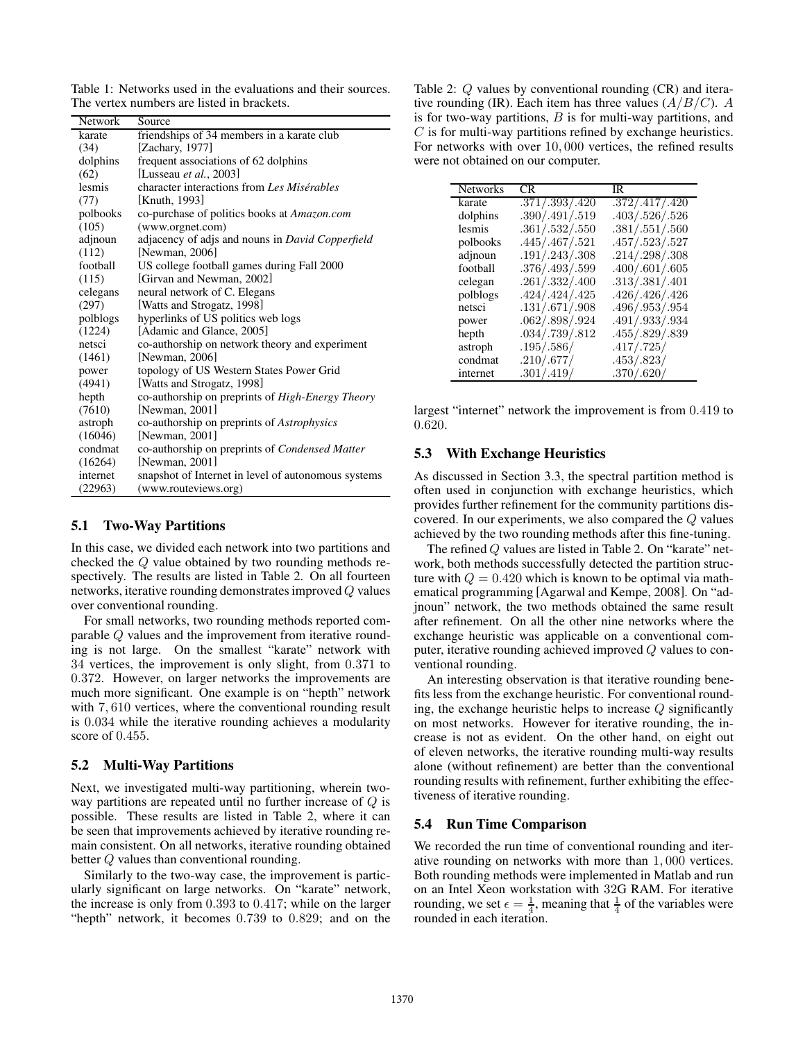Table 1: Networks used in the evaluations and their sources. The vertex numbers are listed in brackets.

| Network | Source |
|---|---|
| karate | friendships of 34 members in a karate club |
| (34) | [Zachary, 1977] |
| dolphins | frequent associations of 62 dolphins |
| (62) | [Lusseau *et al.*, 2003] |
| lesmis | character interactions from *Les Misérables* |
| (77) | [Knuth, 1993] |
| polbooks | co-purchase of politics books at *Amazon.com* |
| (105) | (www.orgnet.com) |
| adjnoun | adjacency of adjs and nouns in *David Copperfield* |
| (112) | [Newman, 2006] |
| football | US college football games during Fall 2000 |
| (115) | [Girvan and Newman, 2002] |
| celegans | neural network of C. Elegans |
| (297) | [Watts and Strogatz, 1998] |
| polblogs | hyperlinks of US politics web logs |
| (1224) | [Adamic and Glance, 2005] |
| netsci | co-authorship on network theory and experiment |
| (1461) | [Newman, 2006] |
| power | topology of US Western States Power Grid |
| (4941) | [Watts and Strogatz, 1998] |
| hepth | co-authorship on preprints of *High-Energy Theory* |
| (7610) | [Newman, 2001] |
| astroph | co-authorship on preprints of *Astrophysics* |
| (16046) | [Newman, 2001] |
| condmat | co-authorship on preprints of *Condensed Matter* |
| (16264) | [Newman, 2001] |
| internet | snapshot of Internet in level of autonomous systems |
| (22963) | (www.routeviews.org) |

### 5.1 Two-Way Partitions

In this case, we divided each network into two partitions and checked the $Q$ value obtained by two rounding methods respectively. The results are listed in Table 2. On all fourteen networks, iterative rounding demonstrates improved $Q$ values over conventional rounding.

For small networks, two rounding methods reported comparable $Q$ values and the improvement from iterative rounding is not large. On the smallest "karate" network with 34 vertices, the improvement is only slight, from 0.371 to 0.372. However, on larger networks the improvements are much more significant. One example is on "hepth" network with 7,610 vertices, where the conventional rounding result is 0.034 while the iterative rounding achieves a modularity score of 0.455.

### 5.2 Multi-Way Partitions

Next, we investigated multi-way partitioning, wherein two-way partitions are repeated until no further increase of $Q$ is possible. These results are listed in Table 2, where it can be seen that improvements achieved by iterative rounding remain consistent. On all networks, iterative rounding obtained better $Q$ values than conventional rounding.

Similarly to the two-way case, the improvement is particularly significant on large networks. On "karate" network, the increase is only from 0.393 to 0.417; while on the larger "hepth" network, it becomes 0.739 to 0.829; and on the largest "internet" network the improvement is from 0.419 to 0.620.

Table 2: $Q$ values by conventional rounding (CR) and iterative rounding (IR). Each item has three values ($A/B/C$). $A$ is for two-way partitions, $B$ is for multi-way partitions, and $C$ is for multi-way partitions refined by exchange heuristics. For networks with over 10,000 vertices, the refined results were not obtained on our computer.

| Networks | CR | IR |
|---|---|---|
| karate | .371/.393/.420 | .372/.417/.420 |
| dolphins | .390/.491/.519 | .403/.526/.526 |
| lesmis | .361/.532/.550 | .381/.551/.560 |
| polbooks | .445/.467/.521 | .457/.523/.527 |
| adjnoun | .191/.243/.308 | .214/.298/.308 |
| football | .376/.493/.599 | .400/.601/.605 |
| celegan | .261/.332/.400 | .313/.381/.401 |
| polblogs | .424/.424/.425 | .426/.426/.426 |
| netsci | .131/.671/.908 | .496/.953/.954 |
| power | .062/.898/.924 | .491/.933/.934 |
| hepth | .034/.739/.812 | .455/.829/.839 |
| astroph | .195/.586/ | .417/.725/ |
| condmat | .210/.677/ | .453/.823/ |
| internet | .301/.419/ | .370/.620/ |

### 5.3 With Exchange Heuristics

As discussed in Section 3.3, the spectral partition method is often used in conjunction with exchange heuristics, which provides further refinement for the community partitions discovered. In our experiments, we also compared the $Q$ values achieved by the two rounding methods after this fine-tuning.

The refined $Q$ values are listed in Table 2. On "karate" network, both methods successfully detected the partition structure with $Q = 0.420$ which is known to be optimal via mathematical programming [Agarwal and Kempe, 2008]. On "adjnoun" network, the two methods obtained the same result after refinement. On all the other nine networks where the exchange heuristic was applicable on a conventional computer, iterative rounding achieved improved $Q$ values to conventional rounding.

An interesting observation is that iterative rounding benefits less from the exchange heuristic. For conventional rounding, the exchange heuristic helps to increase $Q$ significantly on most networks. However for iterative rounding, the increase is not as evident. On the other hand, on eight out of eleven networks, the iterative rounding multi-way results alone (without refinement) are better than the conventional rounding results with refinement, further exhibiting the effectiveness of iterative rounding.

### 5.4 Run Time Comparison

We recorded the run time of conventional rounding and iterative rounding on networks with more than 1,000 vertices. Both rounding methods were implemented in Matlab and run on an Intel Xeon workstation with 32G RAM. For iterative rounding, we set $\epsilon = \frac{1}{4}$, meaning that $\frac{1}{4}$ of the variables were rounded in each iteration.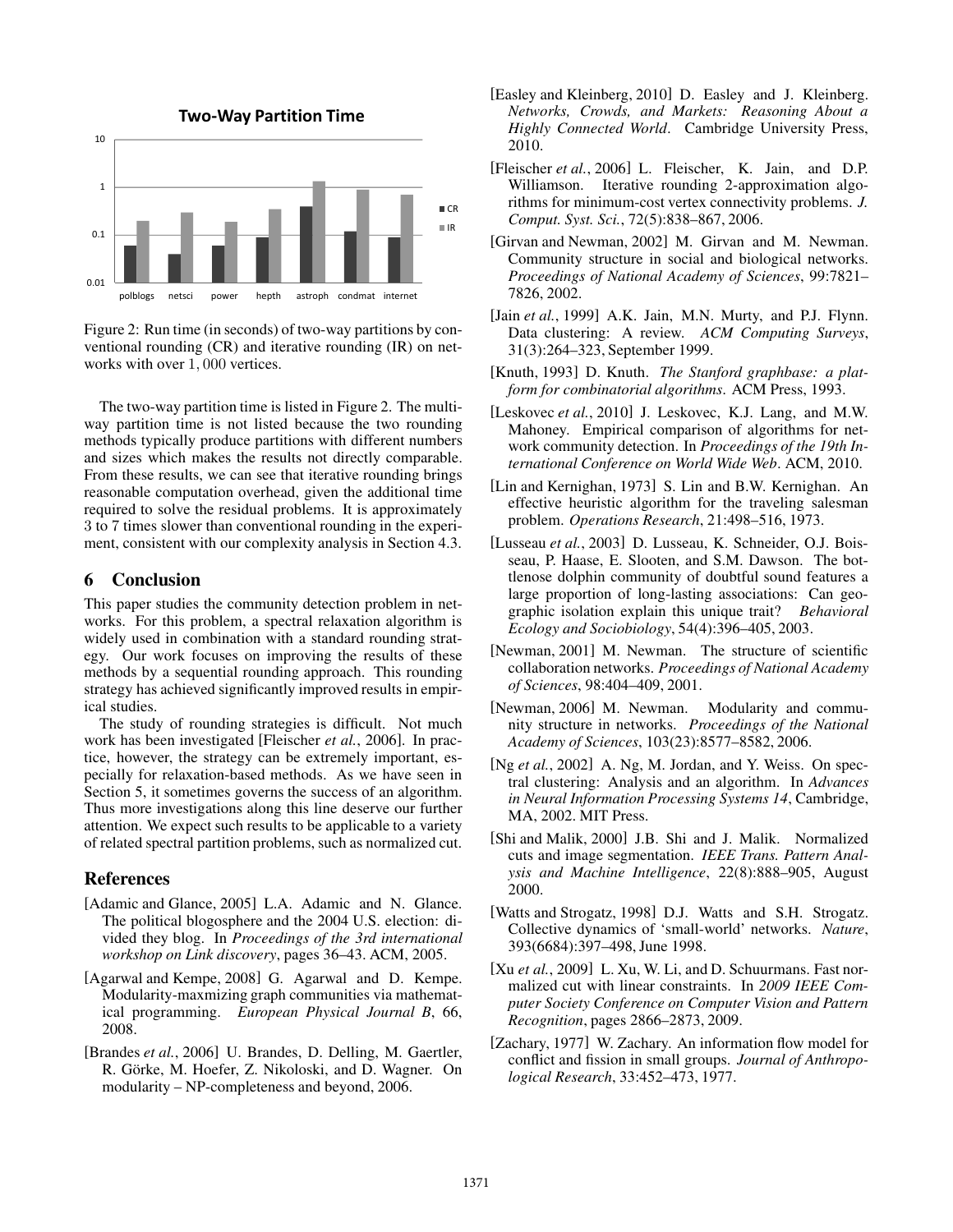**Two-Way Partition Time**

10
1
0.1
0.01

CR
IR

polblogs netsci power hepth astroph condmat internet

Figure 2: Run time (in seconds) of two-way partitions by conventional rounding (CR) and iterative rounding (IR) on networks with over $1,000$ vertices.

The two-way partition time is listed in Figure 2. The multi-way partition time is not listed because the two rounding methods typically produce partitions with different numbers and sizes which makes the results not directly comparable. From these results, we can see that iterative rounding brings reasonable computation overhead, given the additional time required to solve the residual problems. It is approximately 3 to 7 times slower than conventional rounding in the experiment, consistent with our complexity analysis in Section 4.3.

## 6 Conclusion

This paper studies the community detection problem in networks. For this problem, a spectral relaxation algorithm is widely used in combination with a standard rounding strategy. Our work focuses on improving the results of these methods by a sequential rounding approach. This rounding strategy has achieved significantly improved results in empirical studies.

The study of rounding strategies is difficult. Not much work has been investigated [Fleischer *et al.*, 2006]. In practice, however, the strategy can be extremely important, especially for relaxation-based methods. As we have seen in Section 5, it sometimes governs the success of an algorithm. Thus more investigations along this line deserve our further attention. We expect such results to be applicable to a variety of related spectral partition problems, such as normalized cut.

## References

[Adamic and Glance, 2005] L.A. Adamic and N. Glance. The political blogosphere and the 2004 U.S. election: divided they blog. In *Proceedings of the 3rd international workshop on Link discovery*, pages 36–43. ACM, 2005.

[Agarwal and Kempe, 2008] G. Agarwal and D. Kempe. Modularity-maxmizing graph communities via mathematical programming. *European Physical Journal B*, 66, 2008.

[Brandes *et al.*, 2006] U. Brandes, D. Delling, M. Gaertler, R. Görke, M. Hoefer, Z. Nikoloski, and D. Wagner. On modularity – NP-completeness and beyond, 2006.

[Easley and Kleinberg, 2010] D. Easley and J. Kleinberg. *Networks, Crowds, and Markets: Reasoning About a Highly Connected World*. Cambridge University Press, 2010.

[Fleischer *et al.*, 2006] L. Fleischer, K. Jain, and D.P. Williamson. Iterative rounding 2-approximation algorithms for minimum-cost vertex connectivity problems. *J. Comput. Syst. Sci.*, 72(5):838–867, 2006.

[Girvan and Newman, 2002] M. Girvan and M. Newman. Community structure in social and biological networks. *Proceedings of National Academy of Sciences*, 99:7821–7826, 2002.

[Jain *et al.*, 1999] A.K. Jain, M.N. Murty, and P.J. Flynn. Data clustering: A review. *ACM Computing Surveys*, 31(3):264–323, September 1999.

[Knuth, 1993] D. Knuth. *The Stanford graphbase: a platform for combinatorial algorithms*. ACM Press, 1993.

[Leskovec *et al.*, 2010] J. Leskovec, K.J. Lang, and M.W. Mahoney. Empirical comparison of algorithms for network community detection. In *Proceedings of the 19th International Conference on World Wide Web*. ACM, 2010.

[Lin and Kernighan, 1973] S. Lin and B.W. Kernighan. An effective heuristic algorithm for the traveling salesman problem. *Operations Research*, 21:498–516, 1973.

[Lusseau *et al.*, 2003] D. Lusseau, K. Schneider, O.J. Boisseau, P. Haase, E. Slooten, and S.M. Dawson. The bottlenose dolphin community of doubtful sound features a large proportion of long-lasting associations: Can geographic isolation explain this unique trait? *Behavioral Ecology and Sociobiology*, 54(4):396–405, 2003.

[Newman, 2001] M. Newman. The structure of scientific collaboration networks. *Proceedings of National Academy of Sciences*, 98:404–409, 2001.

[Newman, 2006] M. Newman. Modularity and community structure in networks. *Proceedings of the National Academy of Sciences*, 103(23):8577–8582, 2006.

[Ng *et al.*, 2002] A. Ng, M. Jordan, and Y. Weiss. On spectral clustering: Analysis and an algorithm. In *Advances in Neural Information Processing Systems 14*, Cambridge, MA, 2002. MIT Press.

[Shi and Malik, 2000] J.B. Shi and J. Malik. Normalized cuts and image segmentation. *IEEE Trans. Pattern Analysis and Machine Intelligence*, 22(8):888–905, August 2000.

[Watts and Strogatz, 1998] D.J. Watts and S.H. Strogatz. Collective dynamics of 'small-world' networks. *Nature*, 393(6684):397–498, June 1998.

[Xu *et al.*, 2009] L. Xu, W. Li, and D. Schuurmans. Fast normalized cut with linear constraints. In *2009 IEEE Computer Society Conference on Computer Vision and Pattern Recognition*, pages 2866–2873, 2009.

[Zachary, 1977] W. Zachary. An information flow model for conflict and fission in small groups. *Journal of Anthropological Research*, 33:452–473, 1977.